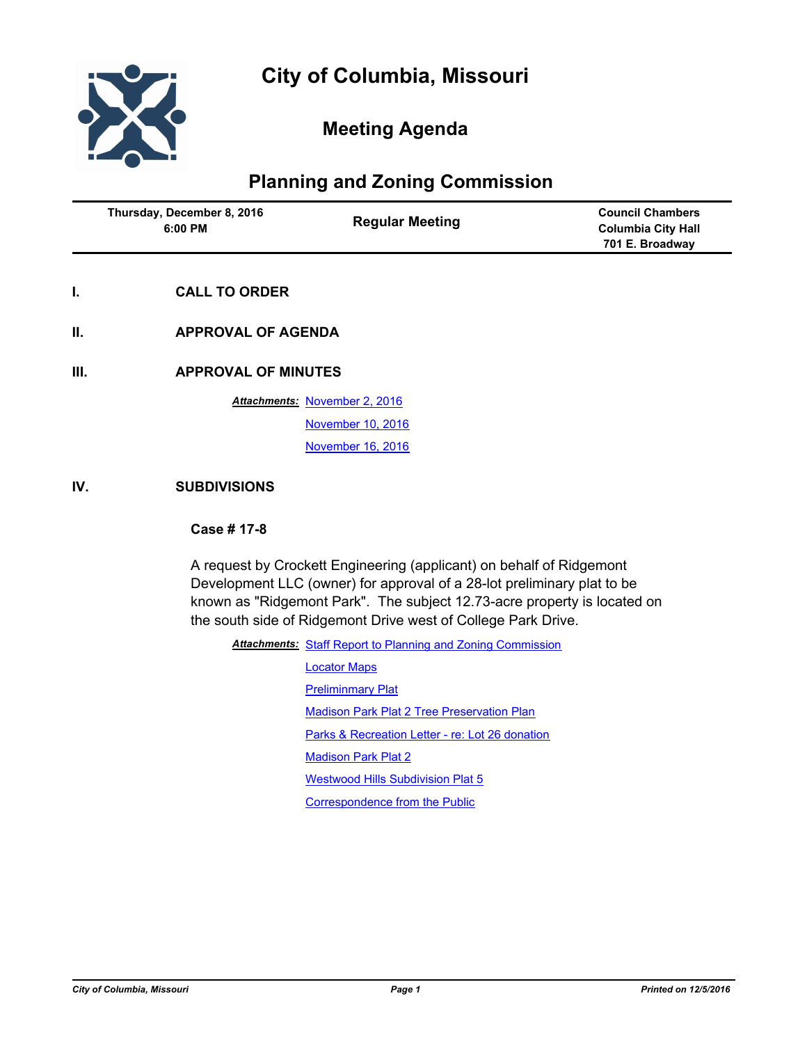# City of Columbia, Missouri

## Meeting Agenda

## Planning and Zoning Commission

| Thursday, December 8, 2016 6:00 PM | Regular Meeting | Council Chambers Columbia City Hall 701 E. Broadway |
|---|---|---|

**I. CALL TO ORDER**

**II. APPROVAL OF AGENDA**

**III. APPROVAL OF MINUTES**

***Attachments:*** November 2, 2016

November 10, 2016

November 16, 2016

**IV. SUBDIVISIONS**

**Case # 17-8**

A request by Crockett Engineering (applicant) on behalf of Ridgemont Development LLC (owner) for approval of a 28-lot preliminary plat to be known as "Ridgemont Park". The subject 12.73-acre property is located on the south side of Ridgemont Drive west of College Park Drive.

***Attachments:*** Staff Report to Planning and Zoning Commission

Locator Maps

Preliminmary Plat

Madison Park Plat 2 Tree Preservation Plan

Parks & Recreation Letter - re: Lot 26 donation

Madison Park Plat 2

Westwood Hills Subdivision Plat 5

Correspondence from the Public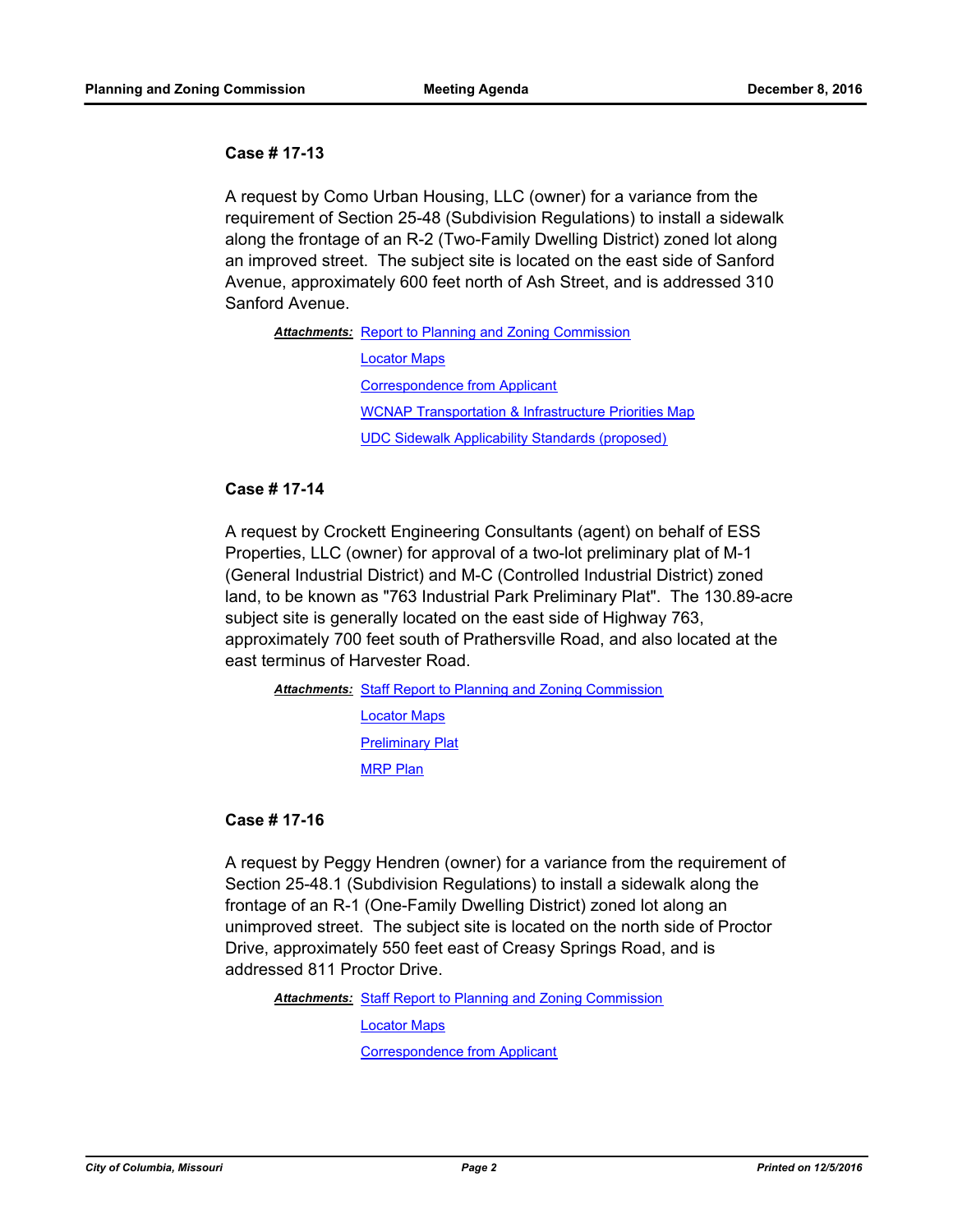### Case # 17-13

A request by Como Urban Housing, LLC (owner) for a variance from the requirement of Section 25-48 (Subdivision Regulations) to install a sidewalk along the frontage of an R-2 (Two-Family Dwelling District) zoned lot along an improved street. The subject site is located on the east side of Sanford Avenue, approximately 600 feet north of Ash Street, and is addressed 310 Sanford Avenue.

***Attachments:*** Report to Planning and Zoning Commission
Locator Maps
Correspondence from Applicant
WCNAP Transportation & Infrastructure Priorities Map
UDC Sidewalk Applicability Standards (proposed)

### Case # 17-14

A request by Crockett Engineering Consultants (agent) on behalf of ESS Properties, LLC (owner) for approval of a two-lot preliminary plat of M-1 (General Industrial District) and M-C (Controlled Industrial District) zoned land, to be known as "763 Industrial Park Preliminary Plat". The 130.89-acre subject site is generally located on the east side of Highway 763, approximately 700 feet south of Prathersville Road, and also located at the east terminus of Harvester Road.

***Attachments:*** Staff Report to Planning and Zoning Commission
Locator Maps
Preliminary Plat
MRP Plan

### Case # 17-16

A request by Peggy Hendren (owner) for a variance from the requirement of Section 25-48.1 (Subdivision Regulations) to install a sidewalk along the frontage of an R-1 (One-Family Dwelling District) zoned lot along an unimproved street. The subject site is located on the north side of Proctor Drive, approximately 550 feet east of Creasy Springs Road, and is addressed 811 Proctor Drive.

***Attachments:*** Staff Report to Planning and Zoning Commission
Locator Maps
Correspondence from Applicant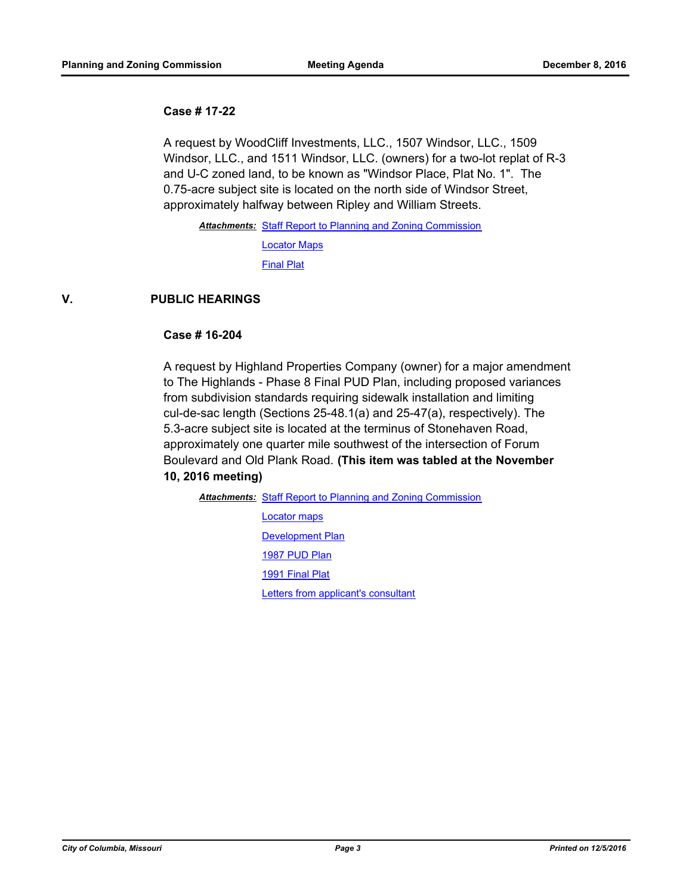### Case # 17-22

A request by WoodCliff Investments, LLC., 1507 Windsor, LLC., 1509 Windsor, LLC., and 1511 Windsor, LLC. (owners) for a two-lot replat of R-3 and U-C zoned land, to be known as "Windsor Place, Plat No. 1". The 0.75-acre subject site is located on the north side of Windsor Street, approximately halfway between Ripley and William Streets.

***Attachments:*** Staff Report to Planning and Zoning Commission
Locator Maps
Final Plat

## V. PUBLIC HEARINGS

### Case # 16-204

A request by Highland Properties Company (owner) for a major amendment to The Highlands - Phase 8 Final PUD Plan, including proposed variances from subdivision standards requiring sidewalk installation and limiting cul-de-sac length (Sections 25-48.1(a) and 25-47(a), respectively). The 5.3-acre subject site is located at the terminus of Stonehaven Road, approximately one quarter mile southwest of the intersection of Forum Boulevard and Old Plank Road. **(This item was tabled at the November 10, 2016 meeting)**

***Attachments:*** Staff Report to Planning and Zoning Commission
Locator maps
Development Plan
1987 PUD Plan
1991 Final Plat
Letters from applicant's consultant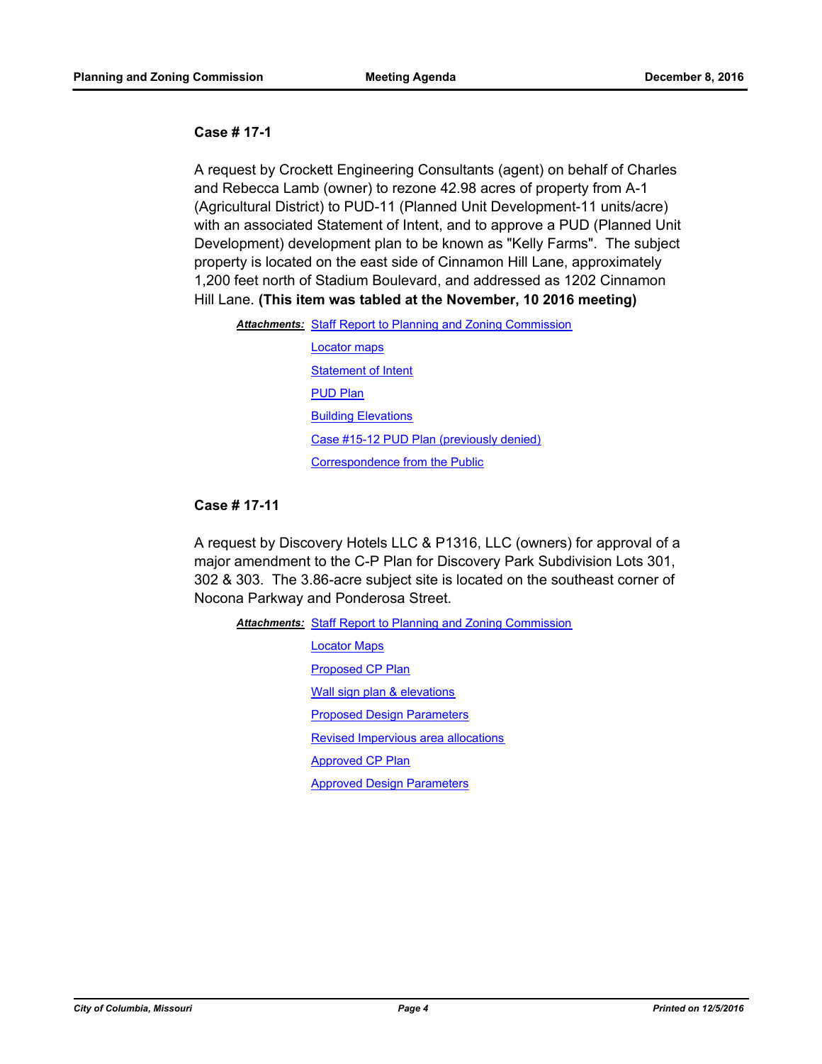### Case # 17-1

A request by Crockett Engineering Consultants (agent) on behalf of Charles and Rebecca Lamb (owner) to rezone 42.98 acres of property from A-1 (Agricultural District) to PUD-11 (Planned Unit Development-11 units/acre) with an associated Statement of Intent, and to approve a PUD (Planned Unit Development) development plan to be known as "Kelly Farms". The subject property is located on the east side of Cinnamon Hill Lane, approximately 1,200 feet north of Stadium Boulevard, and addressed as 1202 Cinnamon Hill Lane. **(This item was tabled at the November, 10 2016 meeting)**

***Attachments:*** Staff Report to Planning and Zoning Commission
Locator maps
Statement of Intent
PUD Plan
Building Elevations
Case #15-12 PUD Plan (previously denied)
Correspondence from the Public

### Case # 17-11

A request by Discovery Hotels LLC & P1316, LLC (owners) for approval of a major amendment to the C-P Plan for Discovery Park Subdivision Lots 301, 302 & 303. The 3.86-acre subject site is located on the southeast corner of Nocona Parkway and Ponderosa Street.

***Attachments:*** Staff Report to Planning and Zoning Commission
Locator Maps
Proposed CP Plan
Wall sign plan & elevations
Proposed Design Parameters
Revised Impervious area allocations
Approved CP Plan
Approved Design Parameters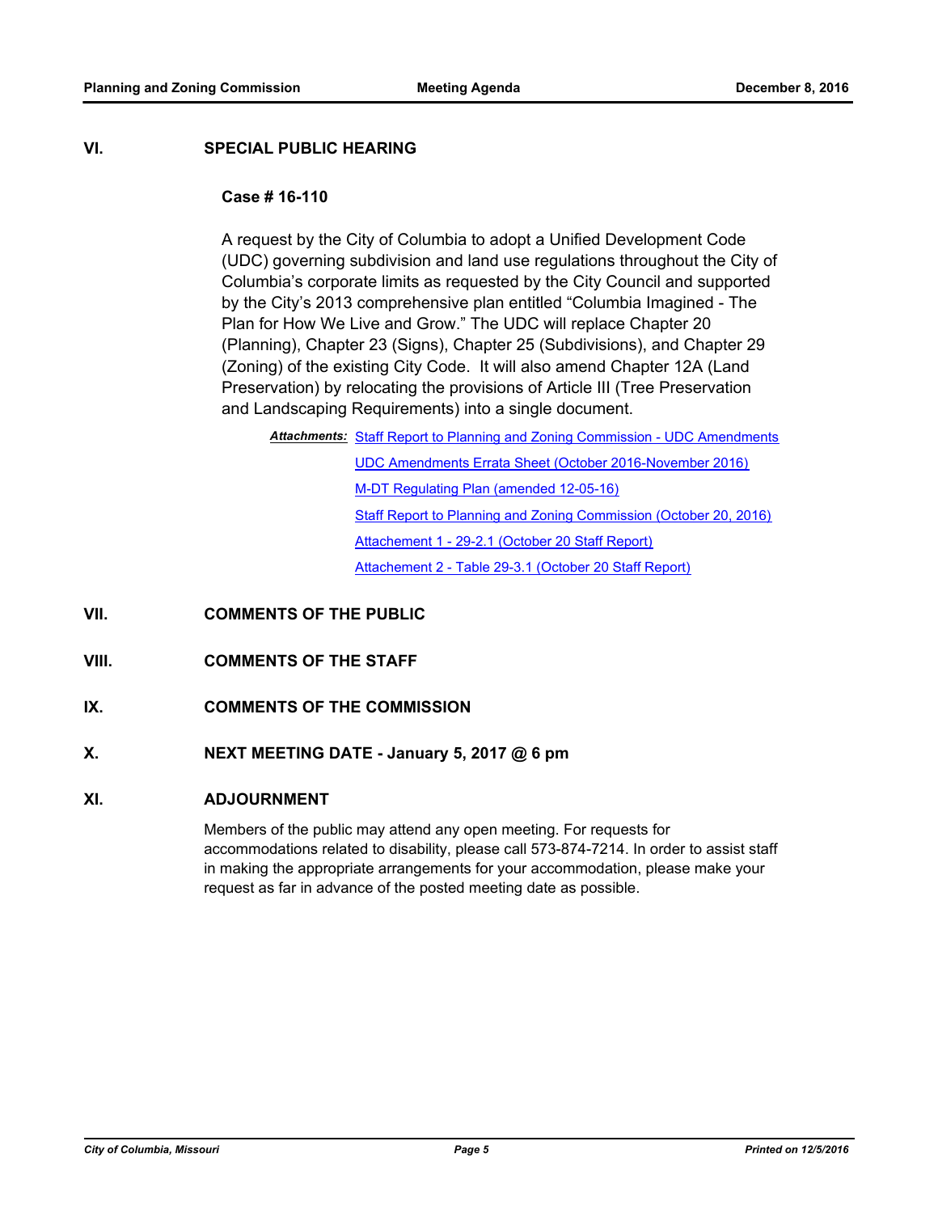## VI. SPECIAL PUBLIC HEARING

### Case # 16-110

A request by the City of Columbia to adopt a Unified Development Code (UDC) governing subdivision and land use regulations throughout the City of Columbia's corporate limits as requested by the City Council and supported by the City's 2013 comprehensive plan entitled "Columbia Imagined - The Plan for How We Live and Grow." The UDC will replace Chapter 20 (Planning), Chapter 23 (Signs), Chapter 25 (Subdivisions), and Chapter 29 (Zoning) of the existing City Code. It will also amend Chapter 12A (Land Preservation) by relocating the provisions of Article III (Tree Preservation and Landscaping Requirements) into a single document.

***Attachments:*** Staff Report to Planning and Zoning Commission - UDC Amendments
UDC Amendments Errata Sheet (October 2016-November 2016)
M-DT Regulating Plan (amended 12-05-16)
Staff Report to Planning and Zoning Commission (October 20, 2016)
Attachement 1 - 29-2.1 (October 20 Staff Report)
Attachement 2 - Table 29-3.1 (October 20 Staff Report)

## VII. COMMENTS OF THE PUBLIC

## VIII. COMMENTS OF THE STAFF

## IX. COMMENTS OF THE COMMISSION

## X. NEXT MEETING DATE - January 5, 2017 @ 6 pm

## XI. ADJOURNMENT

Members of the public may attend any open meeting. For requests for accommodations related to disability, please call 573-874-7214. In order to assist staff in making the appropriate arrangements for your accommodation, please make your request as far in advance of the posted meeting date as possible.